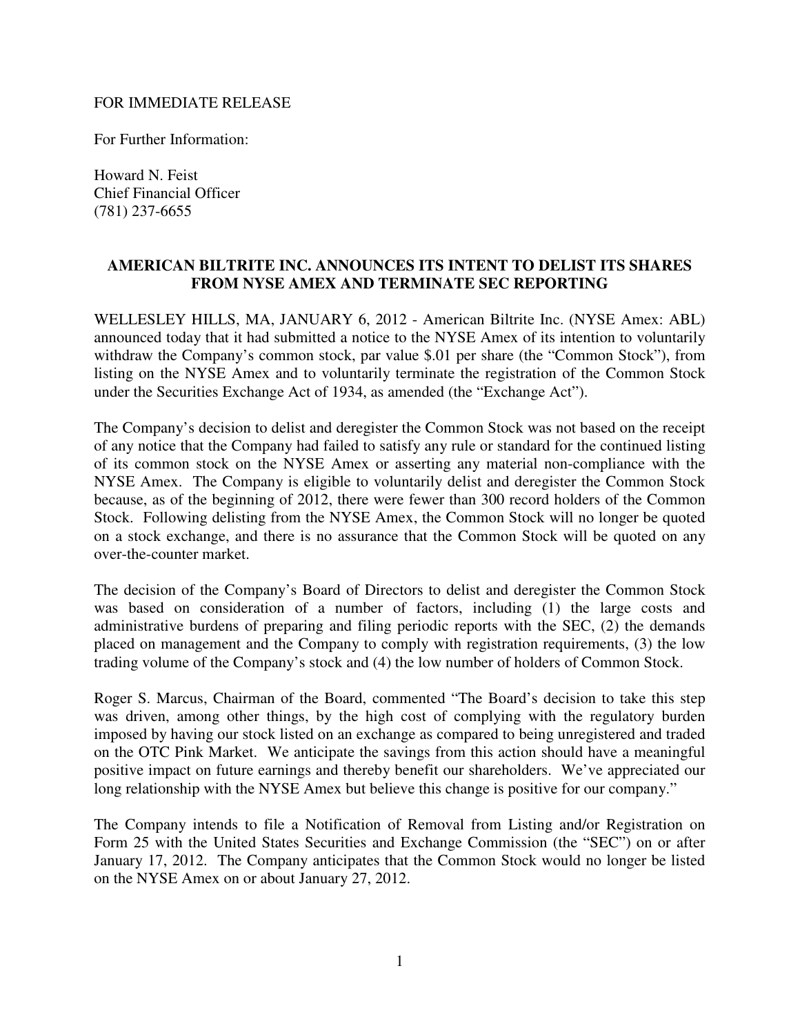FOR IMMEDIATE RELEASE

For Further Information:

Howard N. Feist
Chief Financial Officer
(781) 237-6655

## AMERICAN BILTRITE INC. ANNOUNCES ITS INTENT TO DELIST ITS SHARES FROM NYSE AMEX AND TERMINATE SEC REPORTING

WELLESLEY HILLS, MA, JANUARY 6, 2012 - American Biltrite Inc. (NYSE Amex: ABL) announced today that it had submitted a notice to the NYSE Amex of its intention to voluntarily withdraw the Company's common stock, par value $.01 per share (the "Common Stock"), from listing on the NYSE Amex and to voluntarily terminate the registration of the Common Stock under the Securities Exchange Act of 1934, as amended (the "Exchange Act").

The Company's decision to delist and deregister the Common Stock was not based on the receipt of any notice that the Company had failed to satisfy any rule or standard for the continued listing of its common stock on the NYSE Amex or asserting any material non-compliance with the NYSE Amex. The Company is eligible to voluntarily delist and deregister the Common Stock because, as of the beginning of 2012, there were fewer than 300 record holders of the Common Stock. Following delisting from the NYSE Amex, the Common Stock will no longer be quoted on a stock exchange, and there is no assurance that the Common Stock will be quoted on any over-the-counter market.

The decision of the Company's Board of Directors to delist and deregister the Common Stock was based on consideration of a number of factors, including (1) the large costs and administrative burdens of preparing and filing periodic reports with the SEC, (2) the demands placed on management and the Company to comply with registration requirements, (3) the low trading volume of the Company's stock and (4) the low number of holders of Common Stock.

Roger S. Marcus, Chairman of the Board, commented "The Board's decision to take this step was driven, among other things, by the high cost of complying with the regulatory burden imposed by having our stock listed on an exchange as compared to being unregistered and traded on the OTC Pink Market. We anticipate the savings from this action should have a meaningful positive impact on future earnings and thereby benefit our shareholders. We've appreciated our long relationship with the NYSE Amex but believe this change is positive for our company."

The Company intends to file a Notification of Removal from Listing and/or Registration on Form 25 with the United States Securities and Exchange Commission (the "SEC") on or after January 17, 2012. The Company anticipates that the Common Stock would no longer be listed on the NYSE Amex on or about January 27, 2012.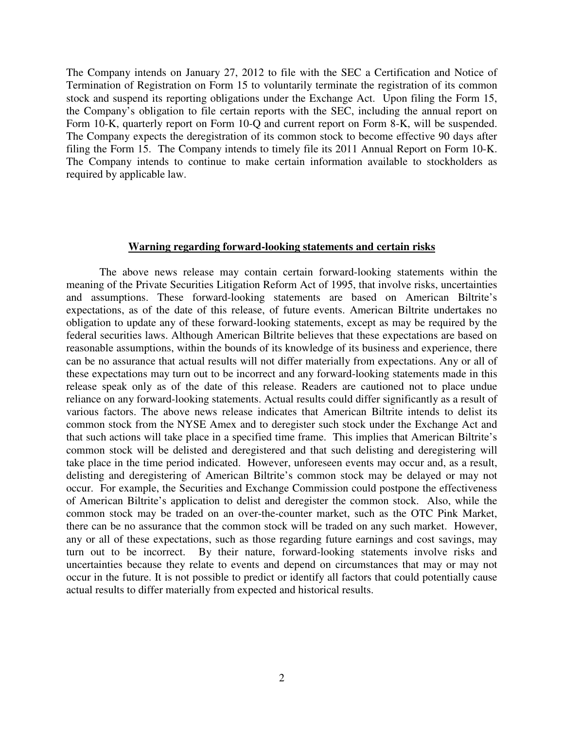The Company intends on January 27, 2012 to file with the SEC a Certification and Notice of Termination of Registration on Form 15 to voluntarily terminate the registration of its common stock and suspend its reporting obligations under the Exchange Act. Upon filing the Form 15, the Company's obligation to file certain reports with the SEC, including the annual report on Form 10-K, quarterly report on Form 10-Q and current report on Form 8-K, will be suspended. The Company expects the deregistration of its common stock to become effective 90 days after filing the Form 15. The Company intends to timely file its 2011 Annual Report on Form 10-K. The Company intends to continue to make certain information available to stockholders as required by applicable law.

**Warning regarding forward-looking statements and certain risks**

The above news release may contain certain forward-looking statements within the meaning of the Private Securities Litigation Reform Act of 1995, that involve risks, uncertainties and assumptions. These forward-looking statements are based on American Biltrite's expectations, as of the date of this release, of future events. American Biltrite undertakes no obligation to update any of these forward-looking statements, except as may be required by the federal securities laws. Although American Biltrite believes that these expectations are based on reasonable assumptions, within the bounds of its knowledge of its business and experience, there can be no assurance that actual results will not differ materially from expectations. Any or all of these expectations may turn out to be incorrect and any forward-looking statements made in this release speak only as of the date of this release. Readers are cautioned not to place undue reliance on any forward-looking statements. Actual results could differ significantly as a result of various factors. The above news release indicates that American Biltrite intends to delist its common stock from the NYSE Amex and to deregister such stock under the Exchange Act and that such actions will take place in a specified time frame. This implies that American Biltrite's common stock will be delisted and deregistered and that such delisting and deregistering will take place in the time period indicated. However, unforeseen events may occur and, as a result, delisting and deregistering of American Biltrite's common stock may be delayed or may not occur. For example, the Securities and Exchange Commission could postpone the effectiveness of American Biltrite's application to delist and deregister the common stock. Also, while the common stock may be traded on an over-the-counter market, such as the OTC Pink Market, there can be no assurance that the common stock will be traded on any such market. However, any or all of these expectations, such as those regarding future earnings and cost savings, may turn out to be incorrect. By their nature, forward-looking statements involve risks and uncertainties because they relate to events and depend on circumstances that may or may not occur in the future. It is not possible to predict or identify all factors that could potentially cause actual results to differ materially from expected and historical results.